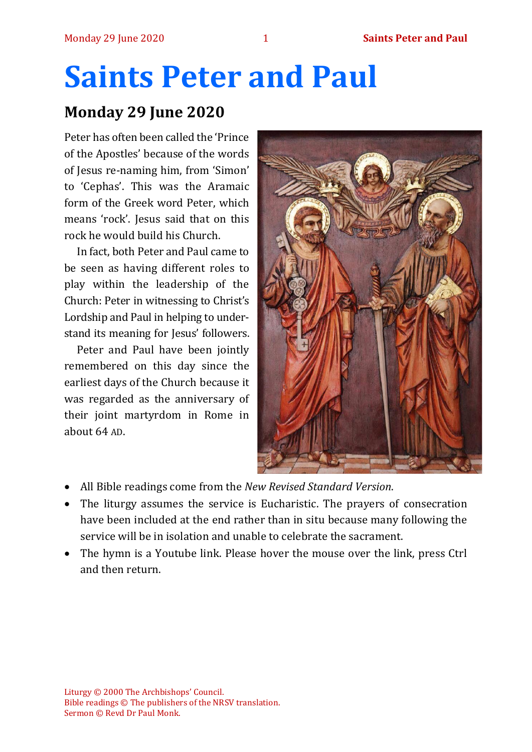# Saints Peter and Paul

## Monday 29 June 2020

Peter has often been called the 'Prince of the Apostles' because of the words of Jesus re-naming him, from 'Simon' to 'Cephas'. This was the Aramaic form of the Greek word Peter, which means 'rock'. Jesus said that on this rock he would build his Church.

In fact, both Peter and Paul came to be seen as having different roles to play within the leadership of the Church: Peter in witnessing to Christ's Lordship and Paul in helping to understand its meaning for Jesus' followers.

Peter and Paul have been jointly remembered on this day since the earliest days of the Church because it was regarded as the anniversary of their joint martyrdom in Rome in about 64 AD.

- All Bible readings come from the *New Revised Standard Version*.
- The liturgy assumes the service is Eucharistic. The prayers of consecration have been included at the end rather than in situ because many following the service will be in isolation and unable to celebrate the sacrament.
- The hymn is a Youtube link. Please hover the mouse over the link, press Ctrl and then return.

Liturgy © 2000 The Archbishops' Council.
Bible readings © The publishers of the NRSV translation.
Sermon © Revd Dr Paul Monk.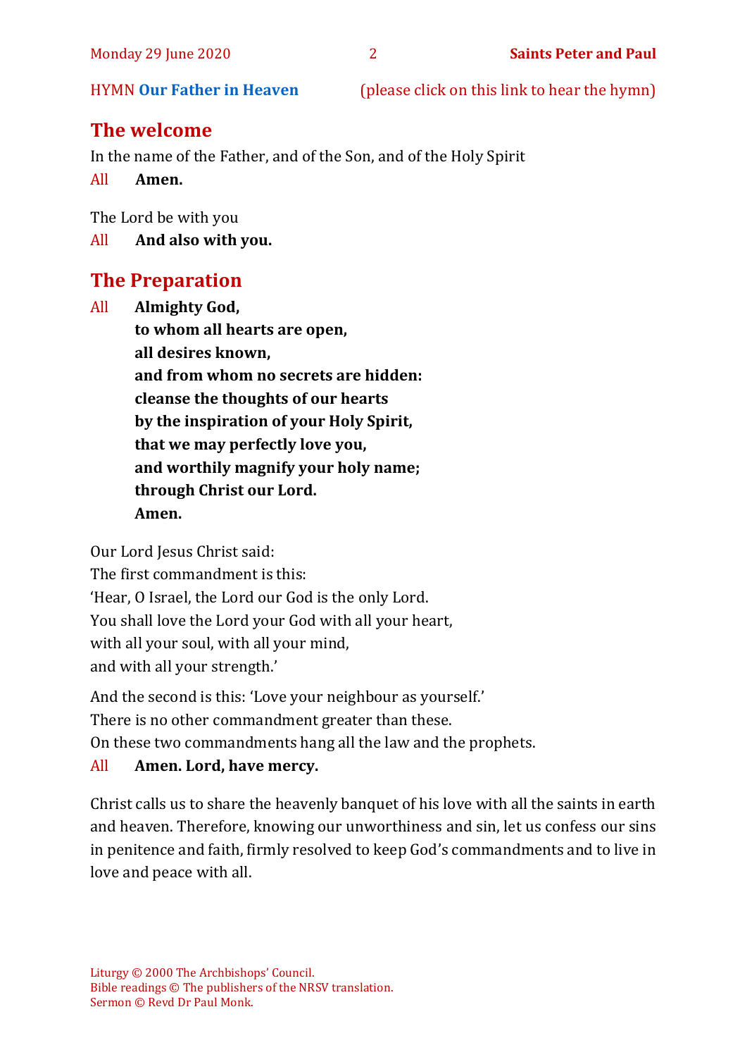HYMN **Our Father in Heaven** (please click on this link to hear the hymn)

## The welcome

In the name of the Father, and of the Son, and of the Holy Spirit

All **Amen.**

The Lord be with you

All **And also with you.**

## The Preparation

All **Almighty God,**
**to whom all hearts are open,**
**all desires known,**
**and from whom no secrets are hidden:**
**cleanse the thoughts of our hearts**
**by the inspiration of your Holy Spirit,**
**that we may perfectly love you,**
**and worthily magnify your holy name;**
**through Christ our Lord.**
**Amen.**

Our Lord Jesus Christ said:
The first commandment is this:
'Hear, O Israel, the Lord our God is the only Lord.
You shall love the Lord your God with all your heart,
with all your soul, with all your mind,
and with all your strength.'

And the second is this: 'Love your neighbour as yourself.'
There is no other commandment greater than these.
On these two commandments hang all the law and the prophets.

All **Amen. Lord, have mercy.**

Christ calls us to share the heavenly banquet of his love with all the saints in earth and heaven. Therefore, knowing our unworthiness and sin, let us confess our sins in penitence and faith, firmly resolved to keep God's commandments and to live in love and peace with all.

Liturgy © 2000 The Archbishops' Council.
Bible readings © The publishers of the NRSV translation.
Sermon © Revd Dr Paul Monk.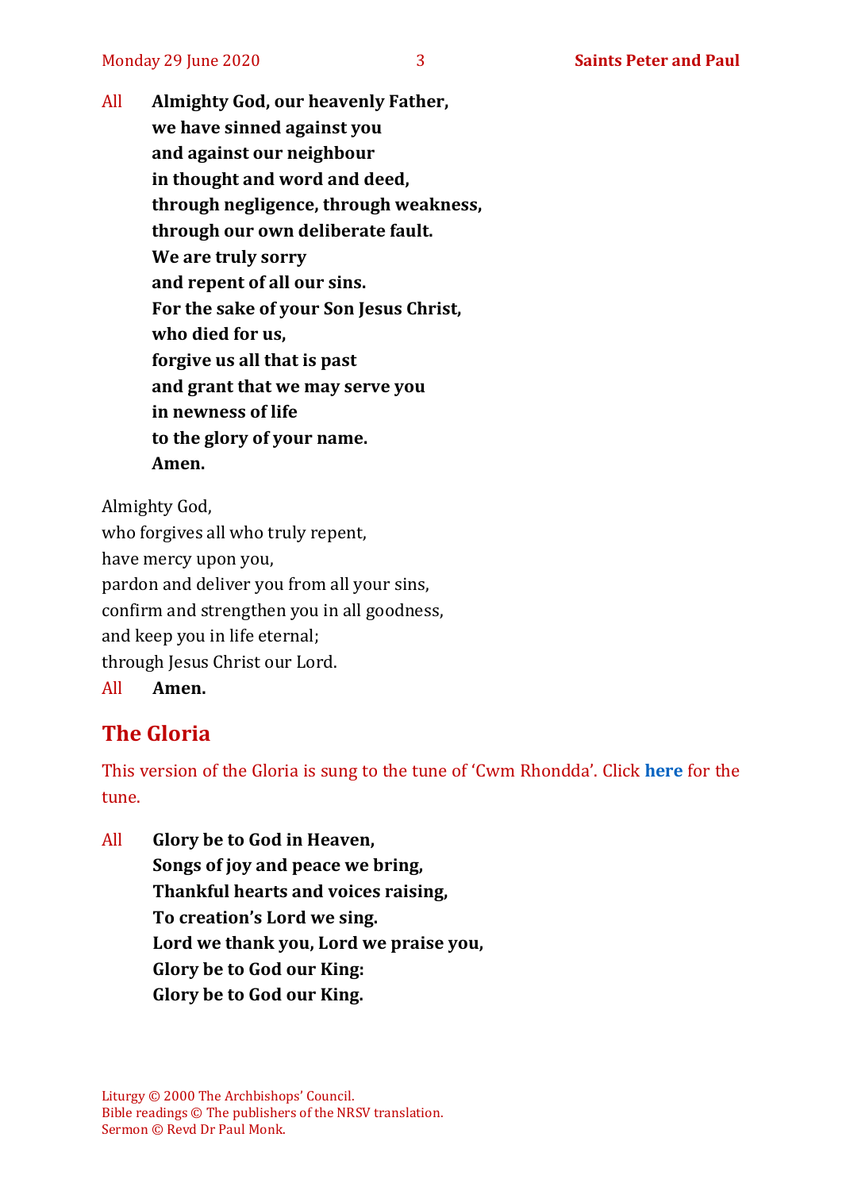All **Almighty God, our heavenly Father,**
**we have sinned against you**
**and against our neighbour**
**in thought and word and deed,**
**through negligence, through weakness,**
**through our own deliberate fault.**
**We are truly sorry**
**and repent of all our sins.**
**For the sake of your Son Jesus Christ,**
**who died for us,**
**forgive us all that is past**
**and grant that we may serve you**
**in newness of life**
**to the glory of your name.**
**Amen.**

Almighty God,
who forgives all who truly repent,
have mercy upon you,
pardon and deliver you from all your sins,
confirm and strengthen you in all goodness,
and keep you in life eternal;
through Jesus Christ our Lord.
All **Amen.**

## The Gloria

This version of the Gloria is sung to the tune of 'Cwm Rhondda'. Click **here** for the tune.

All **Glory be to God in Heaven,**
**Songs of joy and peace we bring,**
**Thankful hearts and voices raising,**
**To creation's Lord we sing.**
**Lord we thank you, Lord we praise you,**
**Glory be to God our King:**
**Glory be to God our King.**

Liturgy © 2000 The Archbishops' Council.
Bible readings © The publishers of the NRSV translation.
Sermon © Revd Dr Paul Monk.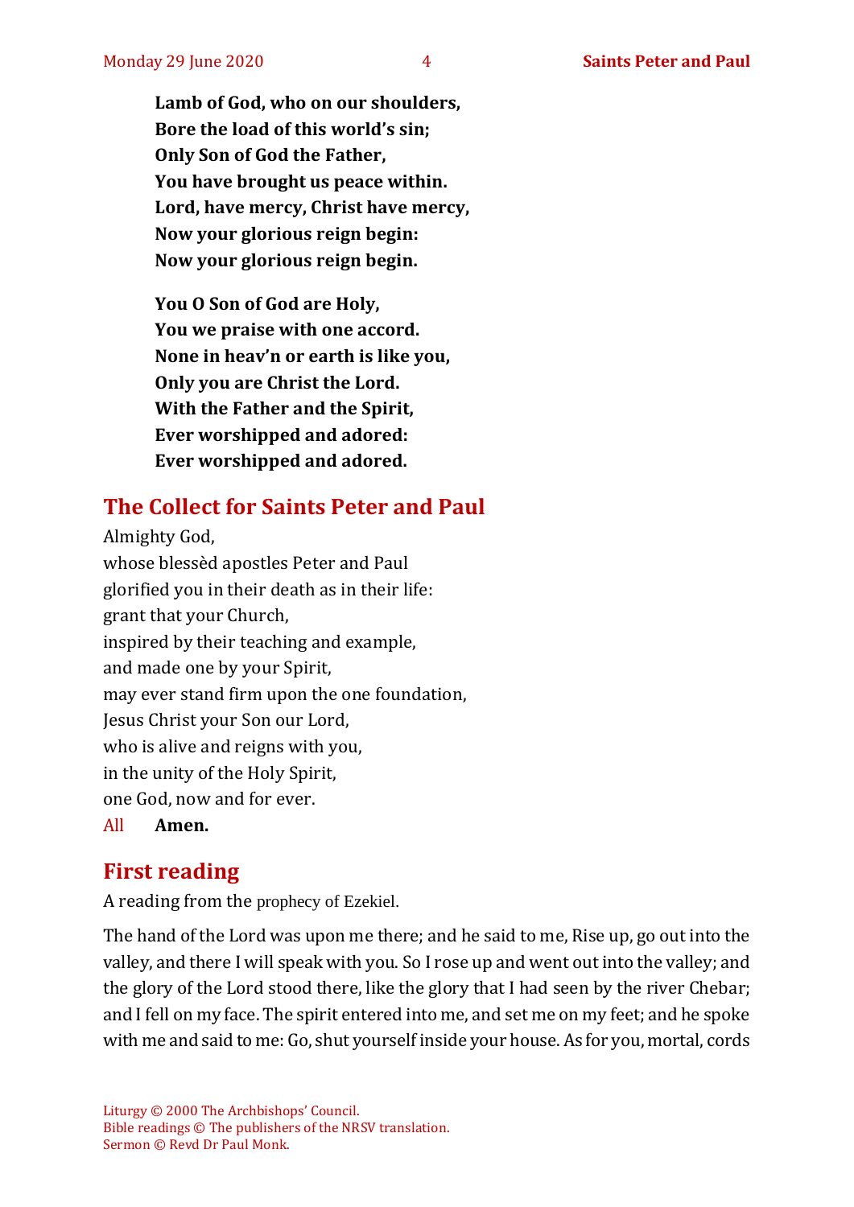**Lamb of God, who on our shoulders,**
**Bore the load of this world's sin;**
**Only Son of God the Father,**
**You have brought us peace within.**
**Lord, have mercy, Christ have mercy,**
**Now your glorious reign begin:**
**Now your glorious reign begin.**

**You O Son of God are Holy,**
**You we praise with one accord.**
**None in heav'n or earth is like you,**
**Only you are Christ the Lord.**
**With the Father and the Spirit,**
**Ever worshipped and adored:**
**Ever worshipped and adored.**

## The Collect for Saints Peter and Paul

Almighty God,
whose blessèd apostles Peter and Paul
glorified you in their death as in their life:
grant that your Church,
inspired by their teaching and example,
and made one by your Spirit,
may ever stand firm upon the one foundation,
Jesus Christ your Son our Lord,
who is alive and reigns with you,
in the unity of the Holy Spirit,
one God, now and for ever.

All **Amen.**

## First reading

A reading from the prophecy of Ezekiel.

The hand of the Lord was upon me there; and he said to me, Rise up, go out into the valley, and there I will speak with you. So I rose up and went out into the valley; and the glory of the Lord stood there, like the glory that I had seen by the river Chebar; and I fell on my face. The spirit entered into me, and set me on my feet; and he spoke with me and said to me: Go, shut yourself inside your house. As for you, mortal, cords

Liturgy © 2000 The Archbishops' Council.
Bible readings © The publishers of the NRSV translation.
Sermon © Revd Dr Paul Monk.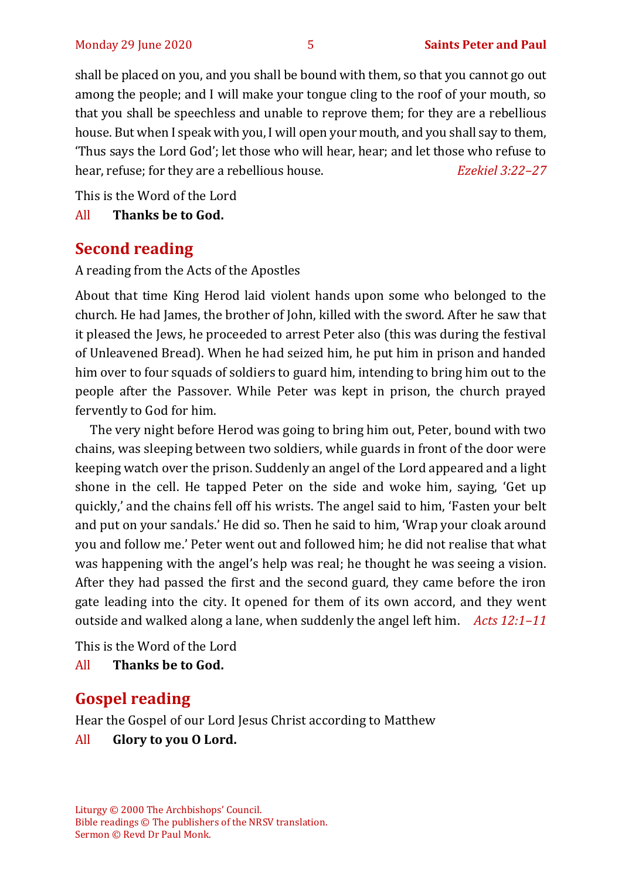shall be placed on you, and you shall be bound with them, so that you cannot go out among the people; and I will make your tongue cling to the roof of your mouth, so that you shall be speechless and unable to reprove them; for they are a rebellious house. But when I speak with you, I will open your mouth, and you shall say to them, 'Thus says the Lord God'; let those who will hear, hear; and let those who refuse to hear, refuse; for they are a rebellious house. *Ezekiel 3:22–27*

This is the Word of the Lord

All **Thanks be to God.**

## Second reading

A reading from the Acts of the Apostles

About that time King Herod laid violent hands upon some who belonged to the church. He had James, the brother of John, killed with the sword. After he saw that it pleased the Jews, he proceeded to arrest Peter also (this was during the festival of Unleavened Bread). When he had seized him, he put him in prison and handed him over to four squads of soldiers to guard him, intending to bring him out to the people after the Passover. While Peter was kept in prison, the church prayed fervently to God for him.

The very night before Herod was going to bring him out, Peter, bound with two chains, was sleeping between two soldiers, while guards in front of the door were keeping watch over the prison. Suddenly an angel of the Lord appeared and a light shone in the cell. He tapped Peter on the side and woke him, saying, 'Get up quickly,' and the chains fell off his wrists. The angel said to him, 'Fasten your belt and put on your sandals.' He did so. Then he said to him, 'Wrap your cloak around you and follow me.' Peter went out and followed him; he did not realise that what was happening with the angel's help was real; he thought he was seeing a vision. After they had passed the first and the second guard, they came before the iron gate leading into the city. It opened for them of its own accord, and they went outside and walked along a lane, when suddenly the angel left him. *Acts 12:1–11*

This is the Word of the Lord

All **Thanks be to God.**

## Gospel reading

Hear the Gospel of our Lord Jesus Christ according to Matthew

All **Glory to you O Lord.**

Liturgy © 2000 The Archbishops' Council.
Bible readings © The publishers of the NRSV translation.
Sermon © Revd Dr Paul Monk.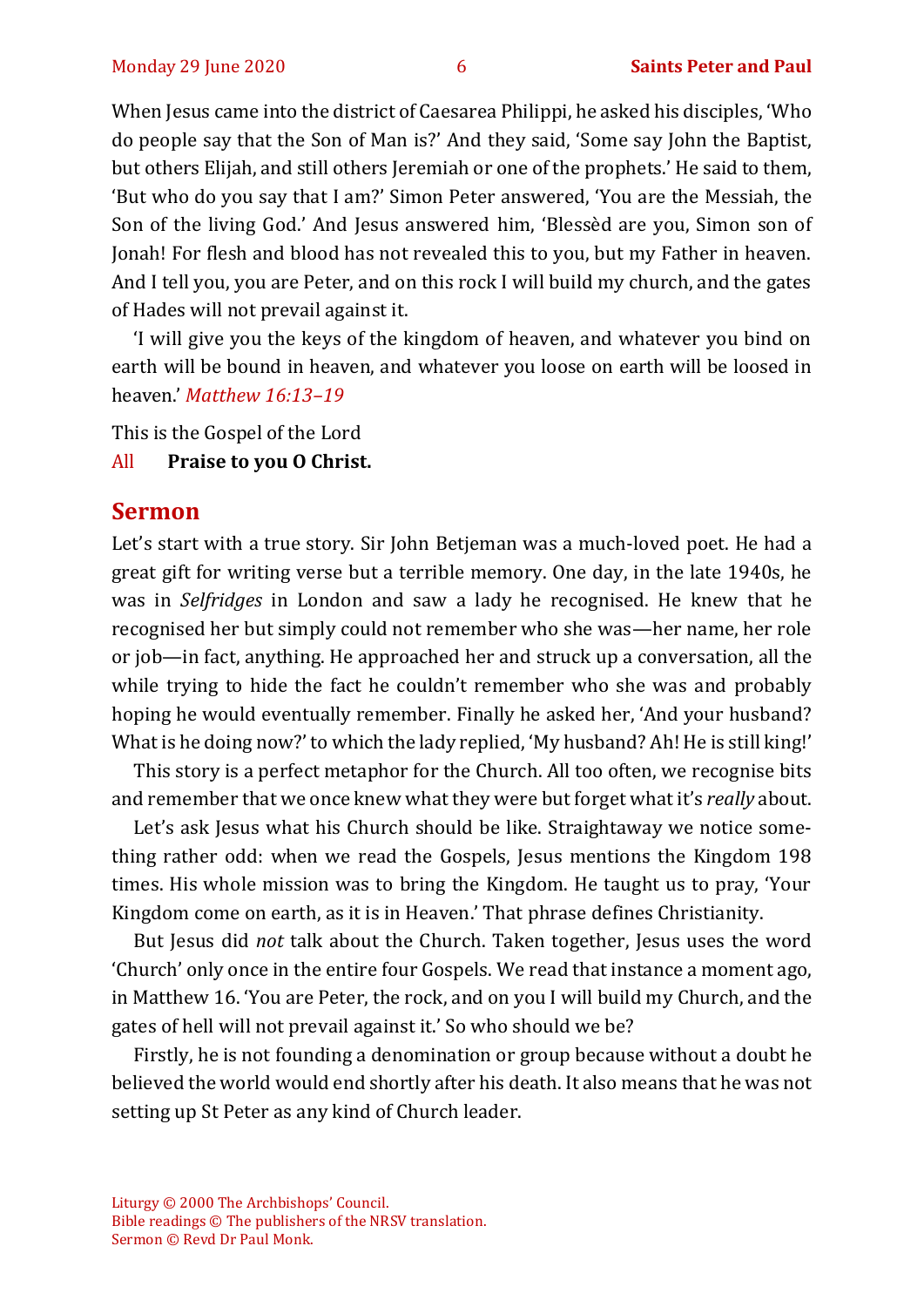When Jesus came into the district of Caesarea Philippi, he asked his disciples, 'Who do people say that the Son of Man is?' And they said, 'Some say John the Baptist, but others Elijah, and still others Jeremiah or one of the prophets.' He said to them, 'But who do you say that I am?' Simon Peter answered, 'You are the Messiah, the Son of the living God.' And Jesus answered him, 'Blessèd are you, Simon son of Jonah! For flesh and blood has not revealed this to you, but my Father in heaven. And I tell you, you are Peter, and on this rock I will build my church, and the gates of Hades will not prevail against it.

'I will give you the keys of the kingdom of heaven, and whatever you bind on earth will be bound in heaven, and whatever you loose on earth will be loosed in heaven.' *Matthew 16:13–19*

This is the Gospel of the Lord

All **Praise to you O Christ.**

## Sermon

Let's start with a true story. Sir John Betjeman was a much-loved poet. He had a great gift for writing verse but a terrible memory. One day, in the late 1940s, he was in *Selfridges* in London and saw a lady he recognised. He knew that he recognised her but simply could not remember who she was—her name, her role or job—in fact, anything. He approached her and struck up a conversation, all the while trying to hide the fact he couldn't remember who she was and probably hoping he would eventually remember. Finally he asked her, 'And your husband? What is he doing now?' to which the lady replied, 'My husband? Ah! He is still king!'

This story is a perfect metaphor for the Church. All too often, we recognise bits and remember that we once knew what they were but forget what it's *really* about.

Let's ask Jesus what his Church should be like. Straightaway we notice something rather odd: when we read the Gospels, Jesus mentions the Kingdom 198 times. His whole mission was to bring the Kingdom. He taught us to pray, 'Your Kingdom come on earth, as it is in Heaven.' That phrase defines Christianity.

But Jesus did *not* talk about the Church. Taken together, Jesus uses the word 'Church' only once in the entire four Gospels. We read that instance a moment ago, in Matthew 16. 'You are Peter, the rock, and on you I will build my Church, and the gates of hell will not prevail against it.' So who should we be?

Firstly, he is not founding a denomination or group because without a doubt he believed the world would end shortly after his death. It also means that he was not setting up St Peter as any kind of Church leader.

Liturgy © 2000 The Archbishops' Council.
Bible readings © The publishers of the NRSV translation.
Sermon © Revd Dr Paul Monk.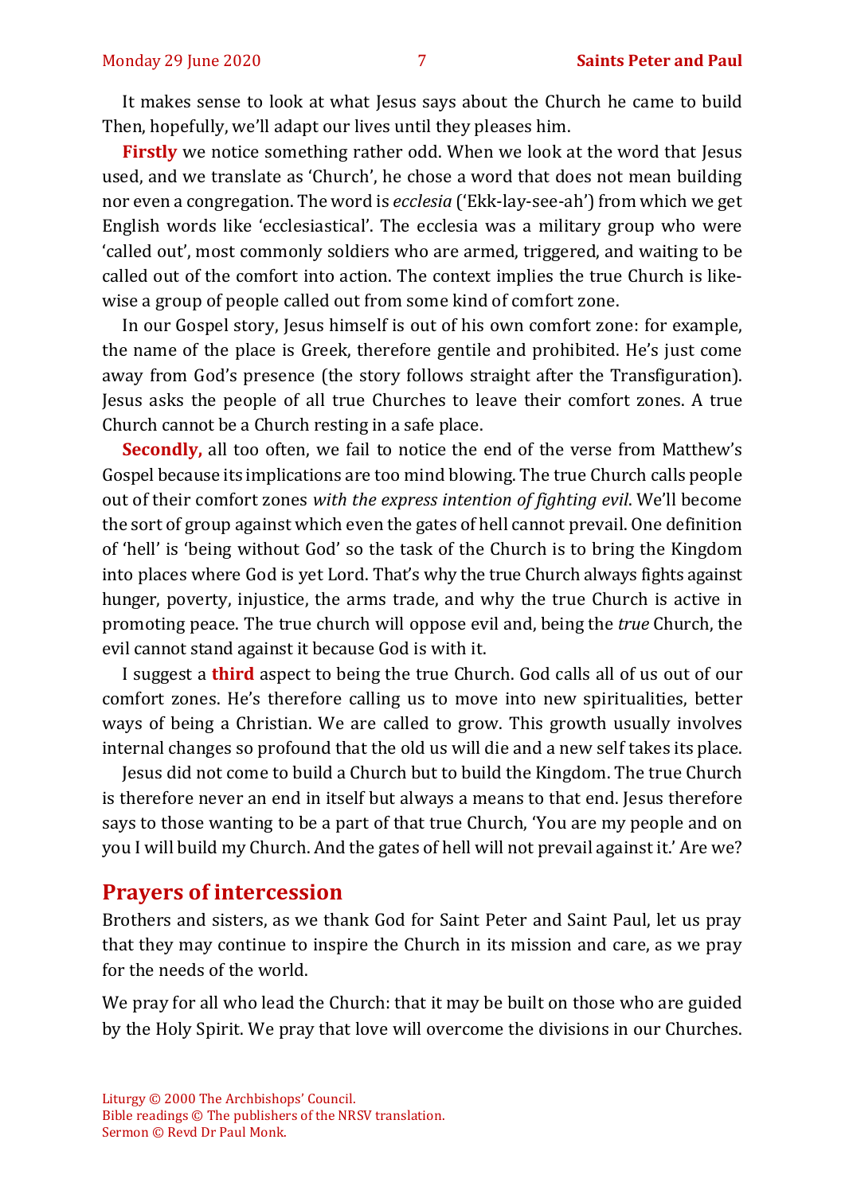It makes sense to look at what Jesus says about the Church he came to build Then, hopefully, we'll adapt our lives until they pleases him.

**Firstly** we notice something rather odd. When we look at the word that Jesus used, and we translate as 'Church', he chose a word that does not mean building nor even a congregation. The word is *ecclesia* ('Ekk-lay-see-ah') from which we get English words like 'ecclesiastical'. The ecclesia was a military group who were 'called out', most commonly soldiers who are armed, triggered, and waiting to be called out of the comfort into action. The context implies the true Church is likewise a group of people called out from some kind of comfort zone.

In our Gospel story, Jesus himself is out of his own comfort zone: for example, the name of the place is Greek, therefore gentile and prohibited. He's just come away from God's presence (the story follows straight after the Transfiguration). Jesus asks the people of all true Churches to leave their comfort zones. A true Church cannot be a Church resting in a safe place.

**Secondly,** all too often, we fail to notice the end of the verse from Matthew's Gospel because its implications are too mind blowing. The true Church calls people out of their comfort zones *with the express intention of fighting evil*. We'll become the sort of group against which even the gates of hell cannot prevail. One definition of 'hell' is 'being without God' so the task of the Church is to bring the Kingdom into places where God is yet Lord. That's why the true Church always fights against hunger, poverty, injustice, the arms trade, and why the true Church is active in promoting peace. The true church will oppose evil and, being the *true* Church, the evil cannot stand against it because God is with it.

I suggest a **third** aspect to being the true Church. God calls all of us out of our comfort zones. He's therefore calling us to move into new spiritualities, better ways of being a Christian. We are called to grow. This growth usually involves internal changes so profound that the old us will die and a new self takes its place.

Jesus did not come to build a Church but to build the Kingdom. The true Church is therefore never an end in itself but always a means to that end. Jesus therefore says to those wanting to be a part of that true Church, 'You are my people and on you I will build my Church. And the gates of hell will not prevail against it.' Are we?

## Prayers of intercession

Brothers and sisters, as we thank God for Saint Peter and Saint Paul, let us pray that they may continue to inspire the Church in its mission and care, as we pray for the needs of the world.

We pray for all who lead the Church: that it may be built on those who are guided by the Holy Spirit. We pray that love will overcome the divisions in our Churches.

Liturgy © 2000 The Archbishops' Council.
Bible readings © The publishers of the NRSV translation.
Sermon © Revd Dr Paul Monk.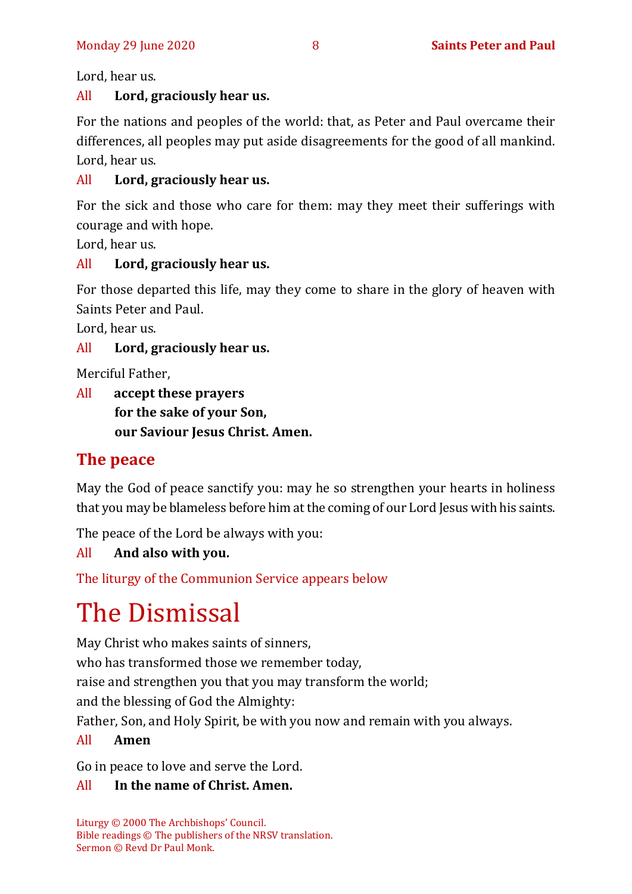Lord, hear us.

All **Lord, graciously hear us.**

For the nations and peoples of the world: that, as Peter and Paul overcame their differences, all peoples may put aside disagreements for the good of all mankind. Lord, hear us.

All **Lord, graciously hear us.**

For the sick and those who care for them: may they meet their sufferings with courage and with hope.
Lord, hear us.

All **Lord, graciously hear us.**

For those departed this life, may they come to share in the glory of heaven with Saints Peter and Paul.
Lord, hear us.

All **Lord, graciously hear us.**

Merciful Father,

All **accept these prayers**
**for the sake of your Son,**
**our Saviour Jesus Christ. Amen.**

## The peace

May the God of peace sanctify you: may he so strengthen your hearts in holiness that you may be blameless before him at the coming of our Lord Jesus with his saints.

The peace of the Lord be always with you:

All **And also with you.**

The liturgy of the Communion Service appears below

# The Dismissal

May Christ who makes saints of sinners,
who has transformed those we remember today,
raise and strengthen you that you may transform the world;
and the blessing of God the Almighty:
Father, Son, and Holy Spirit, be with you now and remain with you always.

All **Amen**

Go in peace to love and serve the Lord.

All **In the name of Christ. Amen.**

Liturgy © 2000 The Archbishops' Council.
Bible readings © The publishers of the NRSV translation.
Sermon © Revd Dr Paul Monk.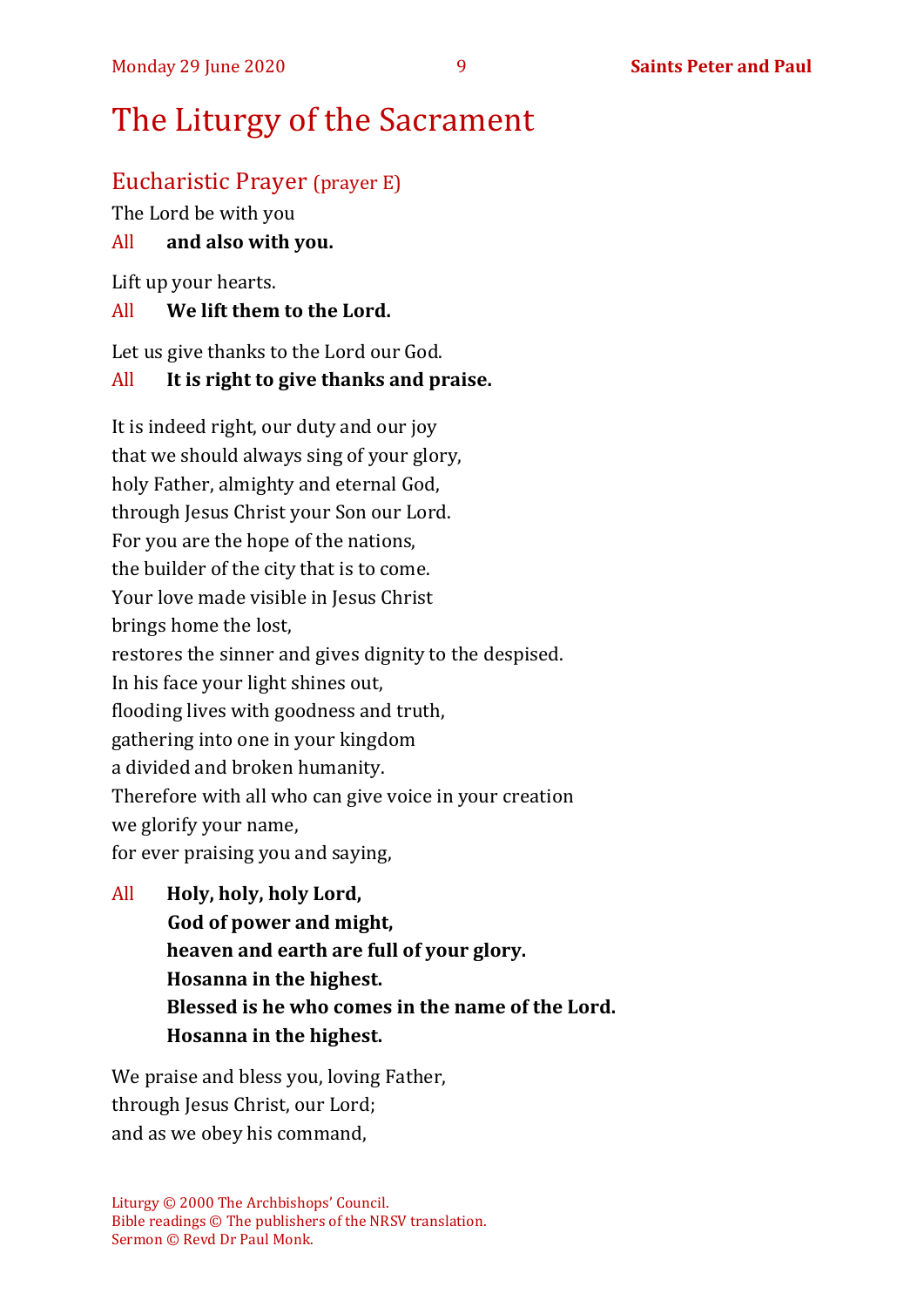# The Liturgy of the Sacrament

## Eucharistic Prayer (prayer E)

The Lord be with you

All **and also with you.**

Lift up your hearts.

All **We lift them to the Lord.**

Let us give thanks to the Lord our God.

All **It is right to give thanks and praise.**

It is indeed right, our duty and our joy
that we should always sing of your glory,
holy Father, almighty and eternal God,
through Jesus Christ your Son our Lord.
For you are the hope of the nations,
the builder of the city that is to come.
Your love made visible in Jesus Christ
brings home the lost,
restores the sinner and gives dignity to the despised.
In his face your light shines out,
flooding lives with goodness and truth,
gathering into one in your kingdom
a divided and broken humanity.
Therefore with all who can give voice in your creation
we glorify your name,
for ever praising you and saying,

All **Holy, holy, holy Lord,**
**God of power and might,**
**heaven and earth are full of your glory.**
**Hosanna in the highest.**
**Blessed is he who comes in the name of the Lord.**
**Hosanna in the highest.**

We praise and bless you, loving Father,
through Jesus Christ, our Lord;
and as we obey his command,

Liturgy © 2000 The Archbishops' Council.
Bible readings © The publishers of the NRSV translation.
Sermon © Revd Dr Paul Monk.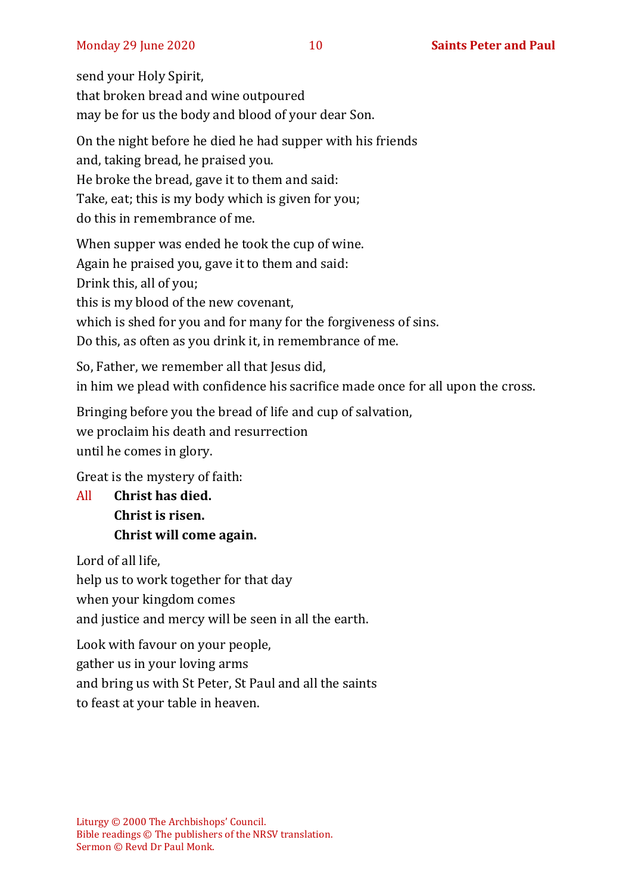send your Holy Spirit,
that broken bread and wine outpoured
may be for us the body and blood of your dear Son.

On the night before he died he had supper with his friends
and, taking bread, he praised you.
He broke the bread, gave it to them and said:
Take, eat; this is my body which is given for you;
do this in remembrance of me.

When supper was ended he took the cup of wine.
Again he praised you, gave it to them and said:
Drink this, all of you;
this is my blood of the new covenant,
which is shed for you and for many for the forgiveness of sins.
Do this, as often as you drink it, in remembrance of me.

So, Father, we remember all that Jesus did,
in him we plead with confidence his sacrifice made once for all upon the cross.

Bringing before you the bread of life and cup of salvation,
we proclaim his death and resurrection
until he comes in glory.

Great is the mystery of faith:

All **Christ has died.**
**Christ is risen.**
**Christ will come again.**

Lord of all life,
help us to work together for that day
when your kingdom comes
and justice and mercy will be seen in all the earth.

Look with favour on your people,
gather us in your loving arms
and bring us with St Peter, St Paul and all the saints
to feast at your table in heaven.

Liturgy © 2000 The Archbishops' Council.
Bible readings © The publishers of the NRSV translation.
Sermon © Revd Dr Paul Monk.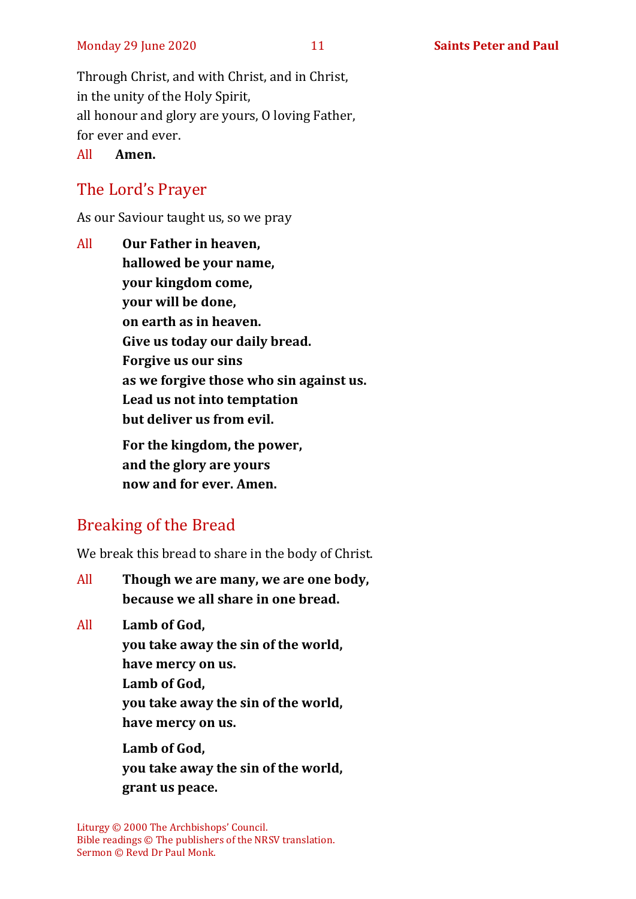Through Christ, and with Christ, and in Christ,
in the unity of the Holy Spirit,
all honour and glory are yours, O loving Father,
for ever and ever.

All **Amen.**

## The Lord's Prayer

As our Saviour taught us, so we pray

All **Our Father in heaven,**
**hallowed be your name,**
**your kingdom come,**
**your will be done,**
**on earth as in heaven.**
**Give us today our daily bread.**
**Forgive us our sins**
**as we forgive those who sin against us.**
**Lead us not into temptation**
**but deliver us from evil.**

**For the kingdom, the power,**
**and the glory are yours**
**now and for ever. Amen.**

## Breaking of the Bread

We break this bread to share in the body of Christ.

All **Though we are many, we are one body,**
**because we all share in one bread.**

All **Lamb of God,**
**you take away the sin of the world,**
**have mercy on us.**
**Lamb of God,**
**you take away the sin of the world,**
**have mercy on us.**

**Lamb of God,**
**you take away the sin of the world,**
**grant us peace.**

Liturgy © 2000 The Archbishops' Council.
Bible readings © The publishers of the NRSV translation.
Sermon © Revd Dr Paul Monk.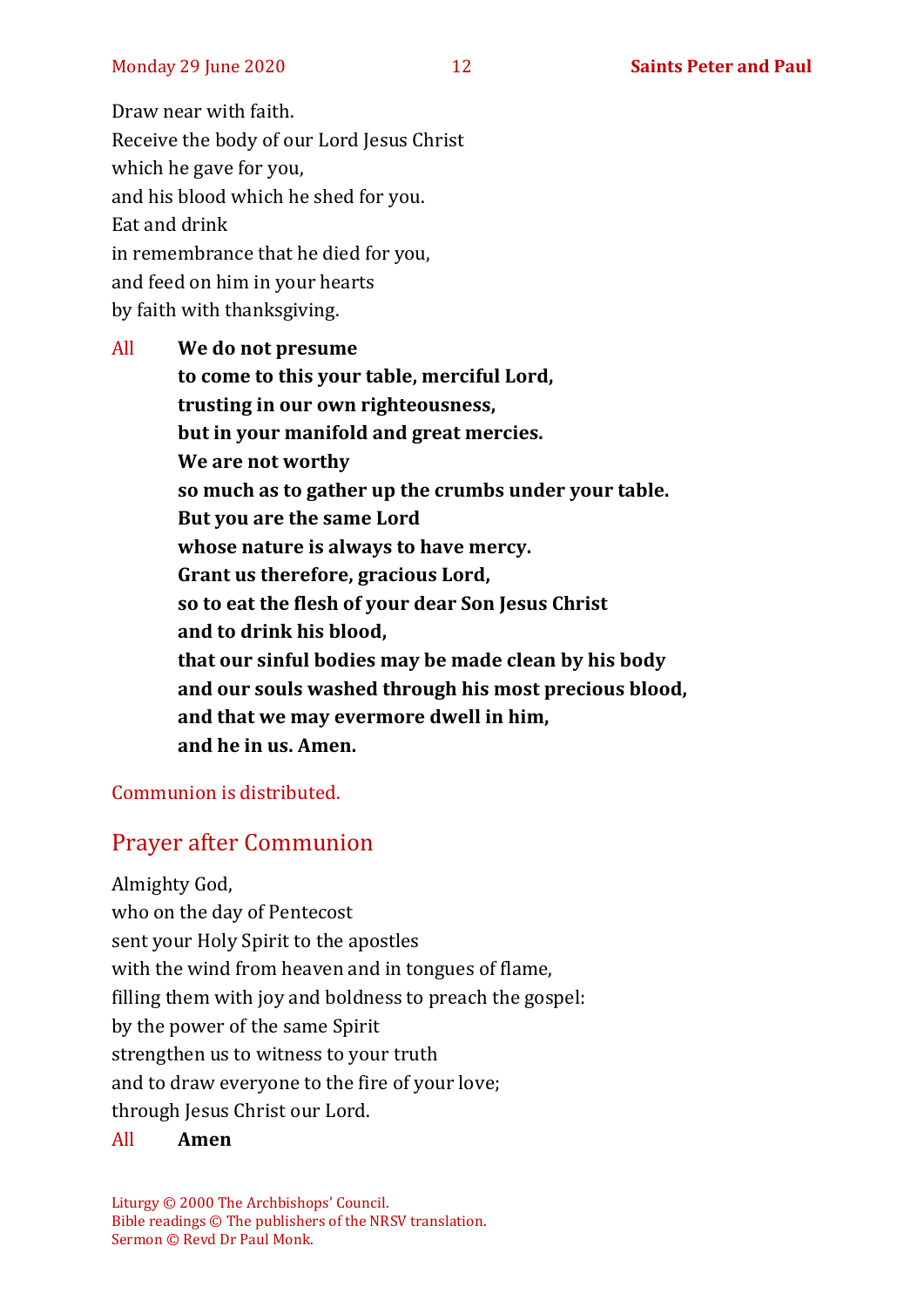Draw near with faith.
Receive the body of our Lord Jesus Christ
which he gave for you,
and his blood which he shed for you.
Eat and drink
in remembrance that he died for you,
and feed on him in your hearts
by faith with thanksgiving.

All **We do not presume**
**to come to this your table, merciful Lord,**
**trusting in our own righteousness,**
**but in your manifold and great mercies.**
**We are not worthy**
**so much as to gather up the crumbs under your table.**
**But you are the same Lord**
**whose nature is always to have mercy.**
**Grant us therefore, gracious Lord,**
**so to eat the flesh of your dear Son Jesus Christ**
**and to drink his blood,**
**that our sinful bodies may be made clean by his body**
**and our souls washed through his most precious blood,**
**and that we may evermore dwell in him,**
**and he in us. Amen.**

Communion is distributed.

## Prayer after Communion

Almighty God,
who on the day of Pentecost
sent your Holy Spirit to the apostles
with the wind from heaven and in tongues of flame,
filling them with joy and boldness to preach the gospel:
by the power of the same Spirit
strengthen us to witness to your truth
and to draw everyone to the fire of your love;
through Jesus Christ our Lord.

All **Amen**

Liturgy © 2000 The Archbishops' Council.
Bible readings © The publishers of the NRSV translation.
Sermon © Revd Dr Paul Monk.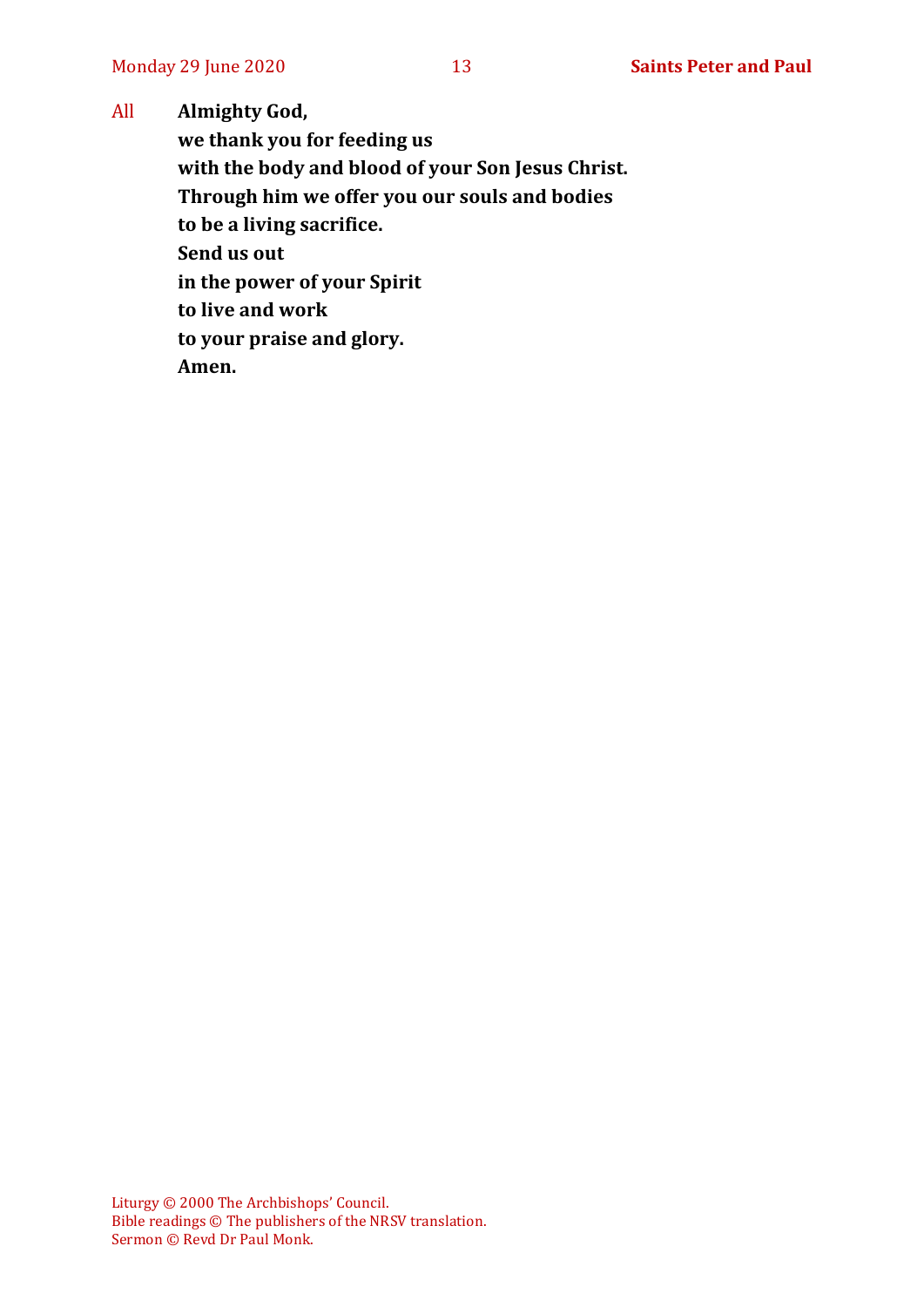All **Almighty God,**
**we thank you for feeding us**
**with the body and blood of your Son Jesus Christ.**
**Through him we offer you our souls and bodies**
**to be a living sacrifice.**
**Send us out**
**in the power of your Spirit**
**to live and work**
**to your praise and glory.**
**Amen.**

Liturgy © 2000 The Archbishops' Council.
Bible readings © The publishers of the NRSV translation.
Sermon © Revd Dr Paul Monk.